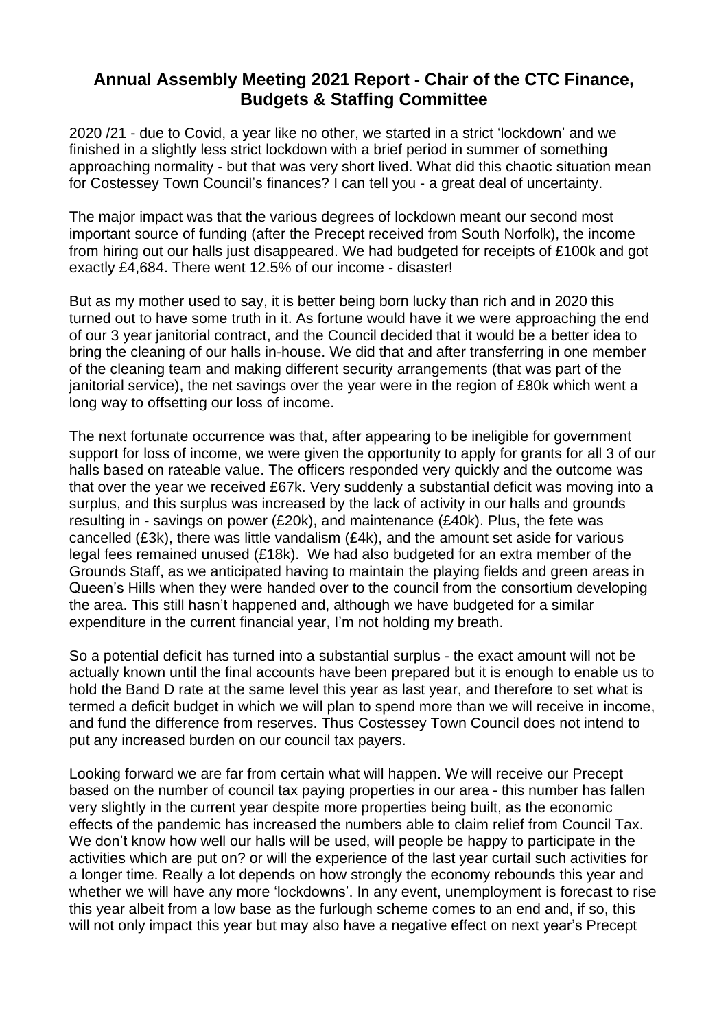# Annual Assembly Meeting 2021 Report - Chair of the CTC Finance, Budgets & Staffing Committee

2020 /21 - due to Covid, a year like no other, we started in a strict 'lockdown' and we finished in a slightly less strict lockdown with a brief period in summer of something approaching normality - but that was very short lived. What did this chaotic situation mean for Costessey Town Council's finances? I can tell you - a great deal of uncertainty.

The major impact was that the various degrees of lockdown meant our second most important source of funding (after the Precept received from South Norfolk), the income from hiring out our halls just disappeared. We had budgeted for receipts of £100k and got exactly £4,684. There went 12.5% of our income - disaster!

But as my mother used to say, it is better being born lucky than rich and in 2020 this turned out to have some truth in it. As fortune would have it we were approaching the end of our 3 year janitorial contract, and the Council decided that it would be a better idea to bring the cleaning of our halls in-house. We did that and after transferring in one member of the cleaning team and making different security arrangements (that was part of the janitorial service), the net savings over the year were in the region of £80k which went a long way to offsetting our loss of income.

The next fortunate occurrence was that, after appearing to be ineligible for government support for loss of income, we were given the opportunity to apply for grants for all 3 of our halls based on rateable value. The officers responded very quickly and the outcome was that over the year we received £67k. Very suddenly a substantial deficit was moving into a surplus, and this surplus was increased by the lack of activity in our halls and grounds resulting in - savings on power (£20k), and maintenance (£40k). Plus, the fete was cancelled (£3k), there was little vandalism (£4k), and the amount set aside for various legal fees remained unused (£18k). We had also budgeted for an extra member of the Grounds Staff, as we anticipated having to maintain the playing fields and green areas in Queen's Hills when they were handed over to the council from the consortium developing the area. This still hasn't happened and, although we have budgeted for a similar expenditure in the current financial year, I'm not holding my breath.

So a potential deficit has turned into a substantial surplus - the exact amount will not be actually known until the final accounts have been prepared but it is enough to enable us to hold the Band D rate at the same level this year as last year, and therefore to set what is termed a deficit budget in which we will plan to spend more than we will receive in income, and fund the difference from reserves. Thus Costessey Town Council does not intend to put any increased burden on our council tax payers.

Looking forward we are far from certain what will happen. We will receive our Precept based on the number of council tax paying properties in our area - this number has fallen very slightly in the current year despite more properties being built, as the economic effects of the pandemic has increased the numbers able to claim relief from Council Tax. We don't know how well our halls will be used, will people be happy to participate in the activities which are put on? or will the experience of the last year curtail such activities for a longer time. Really a lot depends on how strongly the economy rebounds this year and whether we will have any more 'lockdowns'. In any event, unemployment is forecast to rise this year albeit from a low base as the furlough scheme comes to an end and, if so, this will not only impact this year but may also have a negative effect on next year's Precept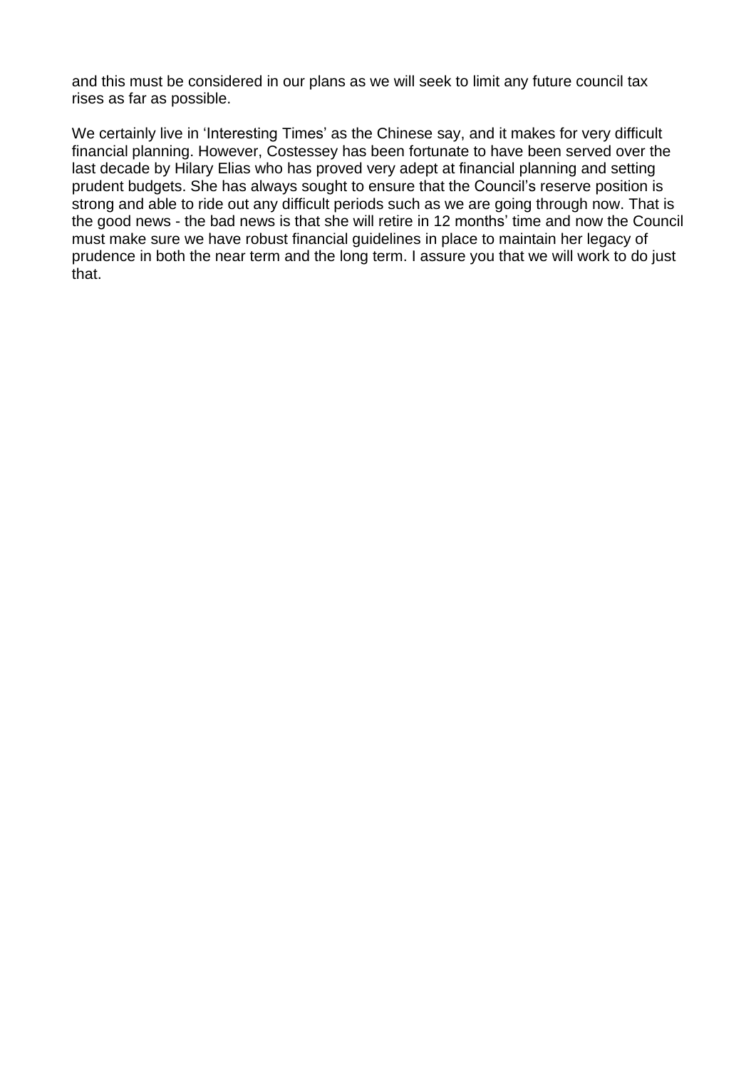and this must be considered in our plans as we will seek to limit any future council tax rises as far as possible.

We certainly live in 'Interesting Times' as the Chinese say, and it makes for very difficult financial planning. However, Costessey has been fortunate to have been served over the last decade by Hilary Elias who has proved very adept at financial planning and setting prudent budgets. She has always sought to ensure that the Council's reserve position is strong and able to ride out any difficult periods such as we are going through now. That is the good news - the bad news is that she will retire in 12 months' time and now the Council must make sure we have robust financial guidelines in place to maintain her legacy of prudence in both the near term and the long term. I assure you that we will work to do just that.